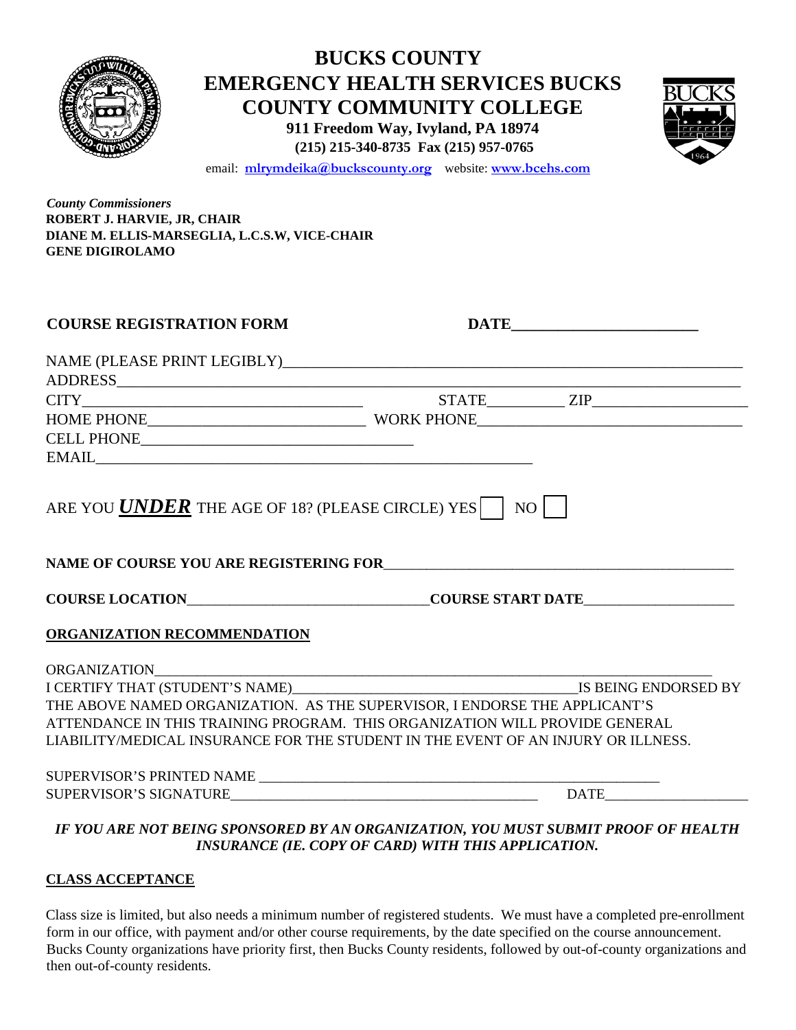# BUCKS COUNTY
# EMERGENCY HEALTH SERVICES BUCKS COUNTY COMMUNITY COLLEGE

**911 Freedom Way, Ivyland, PA 18974**
**(215) 215-340-8735 Fax (215) 957-0765**
email: **mlrymdeika@buckscounty.org** website: **www.bcehs.com**

***County Commissioners***
**ROBERT J. HARVIE, JR, CHAIR**
**DIANE M. ELLIS-MARSEGLIA, L.C.S.W, VICE-CHAIR**
**GENE DIGIROLAMO**

**COURSE REGISTRATION FORM** **DATE**________________________

NAME (PLEASE PRINT LEGIBLY)____________________________________________________________
ADDRESS__________________________________________________________________________
CITY___________________________________ STATE__________ ZIP____________________
HOME PHONE____________________________ WORK PHONE__________________________________
CELL PHONE__________________________________
EMAIL_________________________________________________________

ARE YOU ***UNDER*** THE AGE OF 18? (PLEASE CIRCLE) YES ☐ NO ☐

**NAME OF COURSE YOU ARE REGISTERING FOR**______________________________________________

**COURSE LOCATION**________________________________**COURSE START DATE**____________________

**ORGANIZATION RECOMMENDATION**

ORGANIZATION________________________________________________________________________
I CERTIFY THAT (STUDENT'S NAME)______________________________________IS BEING ENDORSED BY THE ABOVE NAMED ORGANIZATION. AS THE SUPERVISOR, I ENDORSE THE APPLICANT'S ATTENDANCE IN THIS TRAINING PROGRAM. THIS ORGANIZATION WILL PROVIDE GENERAL LIABILITY/MEDICAL INSURANCE FOR THE STUDENT IN THE EVENT OF AN INJURY OR ILLNESS.

SUPERVISOR'S PRINTED NAME ________________________________________________________
SUPERVISOR'S SIGNATURE__________________________________________ DATE___________________

***IF YOU ARE NOT BEING SPONSORED BY AN ORGANIZATION, YOU MUST SUBMIT PROOF OF HEALTH INSURANCE (IE. COPY OF CARD) WITH THIS APPLICATION.***

**CLASS ACCEPTANCE**

Class size is limited, but also needs a minimum number of registered students. We must have a completed pre-enrollment form in our office, with payment and/or other course requirements, by the date specified on the course announcement. Bucks County organizations have priority first, then Bucks County residents, followed by out-of-county organizations and then out-of-county residents.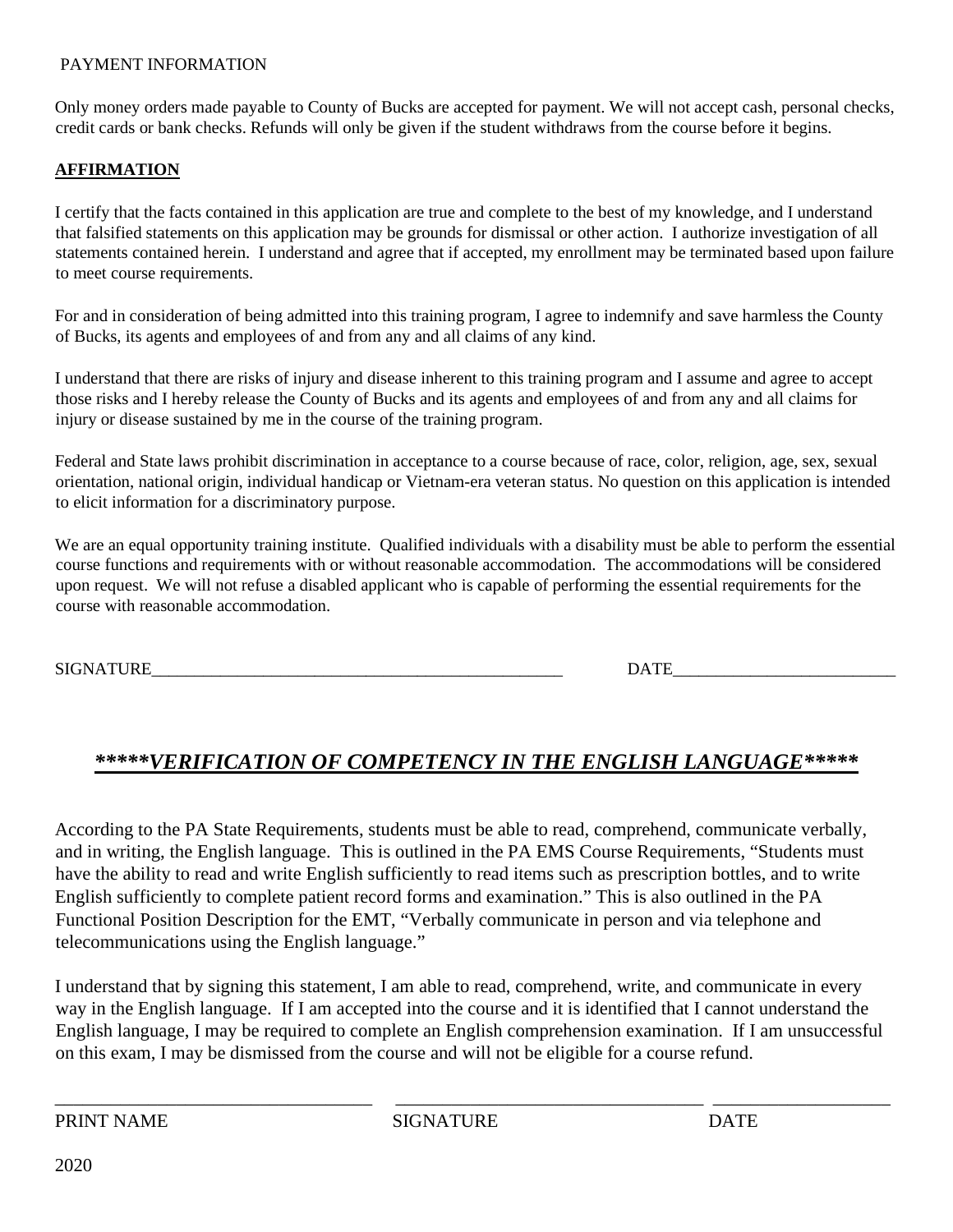PAYMENT INFORMATION

Only money orders made payable to County of Bucks are accepted for payment. We will not accept cash, personal checks, credit cards or bank checks. Refunds will only be given if the student withdraws from the course before it begins.

**AFFIRMATION**

I certify that the facts contained in this application are true and complete to the best of my knowledge, and I understand that falsified statements on this application may be grounds for dismissal or other action. I authorize investigation of all statements contained herein. I understand and agree that if accepted, my enrollment may be terminated based upon failure to meet course requirements.

For and in consideration of being admitted into this training program, I agree to indemnify and save harmless the County of Bucks, its agents and employees of and from any and all claims of any kind.

I understand that there are risks of injury and disease inherent to this training program and I assume and agree to accept those risks and I hereby release the County of Bucks and its agents and employees of and from any and all claims for injury or disease sustained by me in the course of the training program.

Federal and State laws prohibit discrimination in acceptance to a course because of race, color, religion, age, sex, sexual orientation, national origin, individual handicap or Vietnam-era veteran status. No question on this application is intended to elicit information for a discriminatory purpose.

We are an equal opportunity training institute. Qualified individuals with a disability must be able to perform the essential course functions and requirements with or without reasonable accommodation. The accommodations will be considered upon request. We will not refuse a disabled applicant who is capable of performing the essential requirements for the course with reasonable accommodation.

SIGNATURE__________________________________________________ DATE__________________________

## ***\*\*\*\*\*VERIFICATION OF COMPETENCY IN THE ENGLISH LANGUAGE\*\*\*\*\****

According to the PA State Requirements, students must be able to read, comprehend, communicate verbally, and in writing, the English language. This is outlined in the PA EMS Course Requirements, "Students must have the ability to read and write English sufficiently to read items such as prescription bottles, and to write English sufficiently to complete patient record forms and examination." This is also outlined in the PA Functional Position Description for the EMT, "Verbally communicate in person and via telephone and telecommunications using the English language."

I understand that by signing this statement, I am able to read, comprehend, write, and communicate in every way in the English language. If I am accepted into the course and it is identified that I cannot understand the English language, I may be required to complete an English comprehension examination. If I am unsuccessful on this exam, I may be dismissed from the course and will not be eligible for a course refund.

___________________________________ _________________________________ ___________________

PRINT NAME SIGNATURE DATE

2020